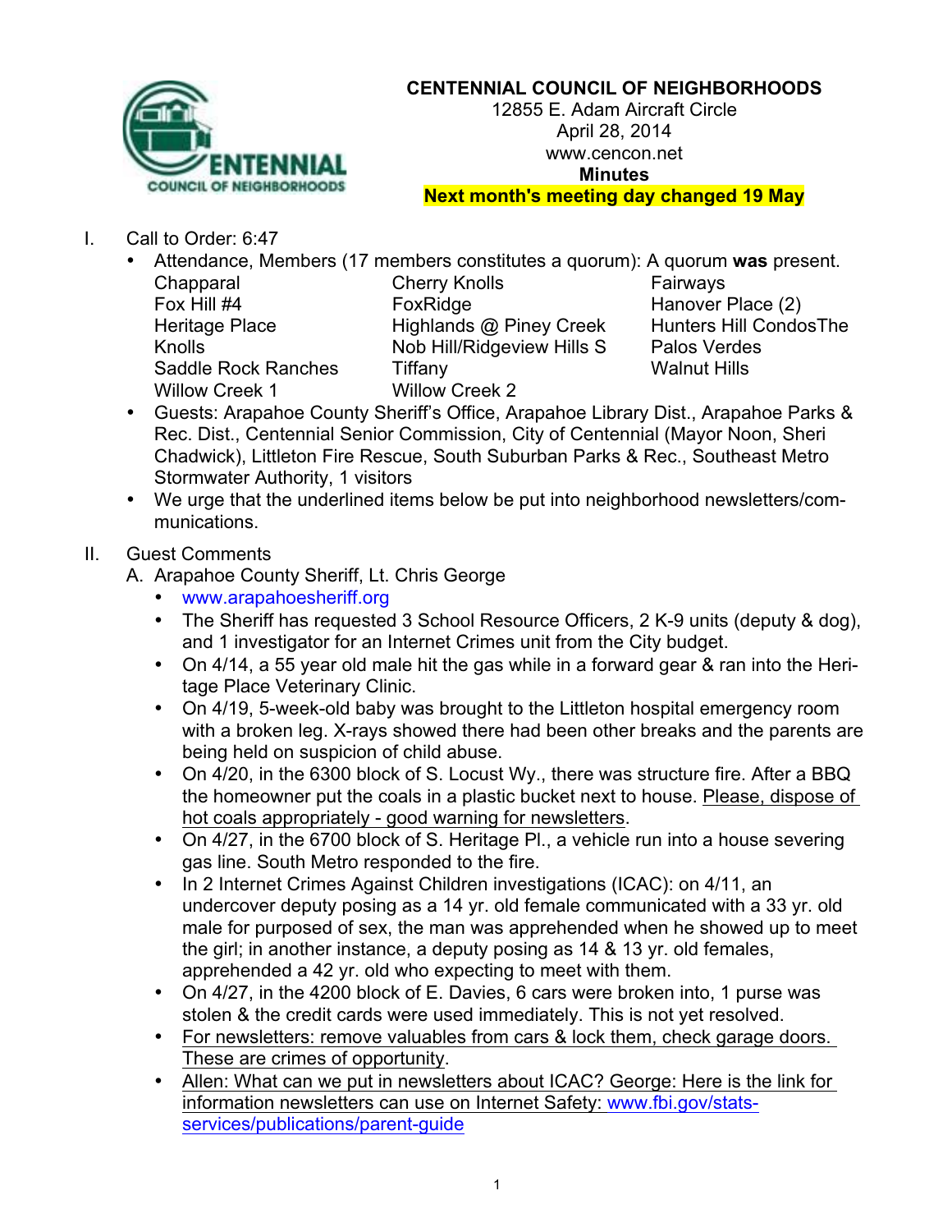# CENTENNIAL COUNCIL OF NEIGHBORHOODS

12855 E. Adam Aircraft Circle
April 28, 2014
www.cencon.net
**Minutes**
**Next month's meeting day changed 19 May**

I. Call to Order: 6:47

- Attendance, Members (17 members constitutes a quorum): A quorum **was** present.

| | | |
|---|---|---|
| Chapparal | Cherry Knolls | Fairways |
| Fox Hill #4 | FoxRidge | Hanover Place (2) |
| Heritage Place | Highlands @ Piney Creek | Hunters Hill CondosThe |
| Knolls | Nob Hill/Ridgeview Hills S | Palos Verdes |
| Saddle Rock Ranches | Tiffany | Walnut Hills |
| Willow Creek 1 | Willow Creek 2 | |

- Guests: Arapahoe County Sheriff's Office, Arapahoe Library Dist., Arapahoe Parks & Rec. Dist., Centennial Senior Commission, City of Centennial (Mayor Noon, Sheri Chadwick), Littleton Fire Rescue, South Suburban Parks & Rec., Southeast Metro Stormwater Authority, 1 visitors
- We urge that the underlined items below be put into neighborhood newsletters/communications.

II. Guest Comments

A. Arapahoe County Sheriff, Lt. Chris George

- www.arapahoesheriff.org
- The Sheriff has requested 3 School Resource Officers, 2 K-9 units (deputy & dog), and 1 investigator for an Internet Crimes unit from the City budget.
- On 4/14, a 55 year old male hit the gas while in a forward gear & ran into the Heritage Place Veterinary Clinic.
- On 4/19, 5-week-old baby was brought to the Littleton hospital emergency room with a broken leg. X-rays showed there had been other breaks and the parents are being held on suspicion of child abuse.
- On 4/20, in the 6300 block of S. Locust Wy., there was structure fire. After a BBQ the homeowner put the coals in a plastic bucket next to house. <u>Please, dispose of hot coals appropriately - good warning for newsletters</u>.
- On 4/27, in the 6700 block of S. Heritage Pl., a vehicle run into a house severing gas line. South Metro responded to the fire.
- In 2 Internet Crimes Against Children investigations (ICAC): on 4/11, an undercover deputy posing as a 14 yr. old female communicated with a 33 yr. old male for purposed of sex, the man was apprehended when he showed up to meet the girl; in another instance, a deputy posing as 14 & 13 yr. old females, apprehended a 42 yr. old who expecting to meet with them.
- On 4/27, in the 4200 block of E. Davies, 6 cars were broken into, 1 purse was stolen & the credit cards were used immediately. This is not yet resolved.
- <u>For newsletters: remove valuables from cars & lock them, check garage doors. These are crimes of opportunity</u>.
- <u>Allen: What can we put in newsletters about ICAC? George: Here is the link for information newsletters can use on Internet Safety: www.fbi.gov/stats-services/publications/parent-guide</u>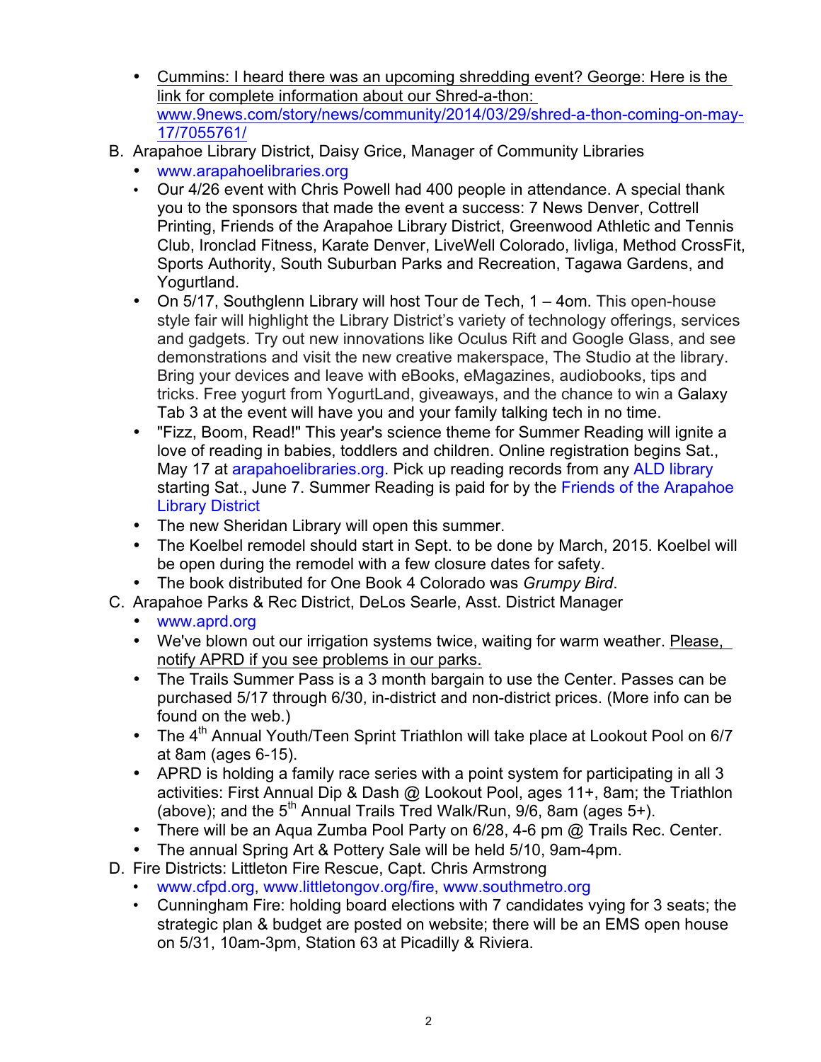- Cummins: I heard there was an upcoming shredding event? George: Here is the link for complete information about our Shred-a-thon: www.9news.com/story/news/community/2014/03/29/shred-a-thon-coming-on-may-17/7055761/

B. Arapahoe Library District, Daisy Grice, Manager of Community Libraries
- www.arapahoelibraries.org
- Our 4/26 event with Chris Powell had 400 people in attendance. A special thank you to the sponsors that made the event a success: 7 News Denver, Cottrell Printing, Friends of the Arapahoe Library District, Greenwood Athletic and Tennis Club, Ironclad Fitness, Karate Denver, LiveWell Colorado, livliga, Method CrossFit, Sports Authority, South Suburban Parks and Recreation, Tagawa Gardens, and Yogurtland.
- On 5/17, Southglenn Library will host Tour de Tech, 1 – 4om. This open-house style fair will highlight the Library District's variety of technology offerings, services and gadgets. Try out new innovations like Oculus Rift and Google Glass, and see demonstrations and visit the new creative makerspace, The Studio at the library. Bring your devices and leave with eBooks, eMagazines, audiobooks, tips and tricks. Free yogurt from YogurtLand, giveaways, and the chance to win a Galaxy Tab 3 at the event will have you and your family talking tech in no time.
- "Fizz, Boom, Read!" This year's science theme for Summer Reading will ignite a love of reading in babies, toddlers and children. Online registration begins Sat., May 17 at arapahoelibraries.org. Pick up reading records from any ALD library starting Sat., June 7. Summer Reading is paid for by the Friends of the Arapahoe Library District
- The new Sheridan Library will open this summer.
- The Koelbel remodel should start in Sept. to be done by March, 2015. Koelbel will be open during the remodel with a few closure dates for safety.
- The book distributed for One Book 4 Colorado was *Grumpy Bird*.

C. Arapahoe Parks & Rec District, DeLos Searle, Asst. District Manager
- www.aprd.org
- We've blown out our irrigation systems twice, waiting for warm weather. Please, notify APRD if you see problems in our parks.
- The Trails Summer Pass is a 3 month bargain to use the Center. Passes can be purchased 5/17 through 6/30, in-district and non-district prices. (More info can be found on the web.)
- The 4th Annual Youth/Teen Sprint Triathlon will take place at Lookout Pool on 6/7 at 8am (ages 6-15).
- APRD is holding a family race series with a point system for participating in all 3 activities: First Annual Dip & Dash @ Lookout Pool, ages 11+, 8am; the Triathlon (above); and the 5th Annual Trails Tred Walk/Run, 9/6, 8am (ages 5+).
- There will be an Aqua Zumba Pool Party on 6/28, 4-6 pm @ Trails Rec. Center.
- The annual Spring Art & Pottery Sale will be held 5/10, 9am-4pm.

D. Fire Districts: Littleton Fire Rescue, Capt. Chris Armstrong
- www.cfpd.org, www.littletongov.org/fire, www.southmetro.org
- Cunningham Fire: holding board elections with 7 candidates vying for 3 seats; the strategic plan & budget are posted on website; there will be an EMS open house on 5/31, 10am-3pm, Station 63 at Picadilly & Riviera.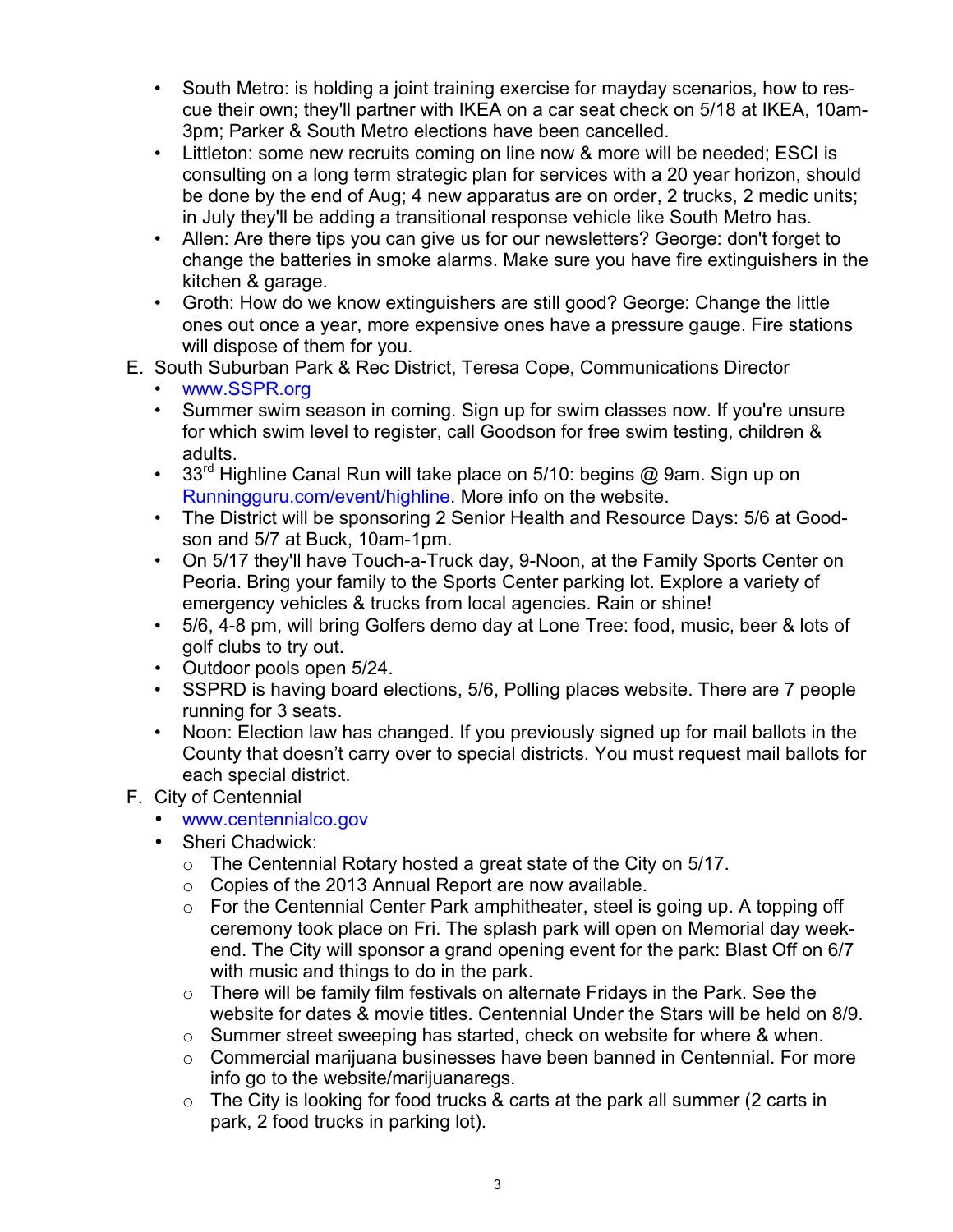- South Metro: is holding a joint training exercise for mayday scenarios, how to rescue their own; they'll partner with IKEA on a car seat check on 5/18 at IKEA, 10am-3pm; Parker & South Metro elections have been cancelled.
- Littleton: some new recruits coming on line now & more will be needed; ESCI is consulting on a long term strategic plan for services with a 20 year horizon, should be done by the end of Aug; 4 new apparatus are on order, 2 trucks, 2 medic units; in July they'll be adding a transitional response vehicle like South Metro has.
- Allen: Are there tips you can give us for our newsletters? George: don't forget to change the batteries in smoke alarms. Make sure you have fire extinguishers in the kitchen & garage.
- Groth: How do we know extinguishers are still good? George: Change the little ones out once a year, more expensive ones have a pressure gauge. Fire stations will dispose of them for you.

E. South Suburban Park & Rec District, Teresa Cope, Communications Director
   - www.SSPR.org
   - Summer swim season in coming. Sign up for swim classes now. If you're unsure for which swim level to register, call Goodson for free swim testing, children & adults.
   - 33rd Highline Canal Run will take place on 5/10: begins @ 9am. Sign up on Runningguru.com/event/highline. More info on the website.
   - The District will be sponsoring 2 Senior Health and Resource Days: 5/6 at Goodson and 5/7 at Buck, 10am-1pm.
   - On 5/17 they'll have Touch-a-Truck day, 9-Noon, at the Family Sports Center on Peoria. Bring your family to the Sports Center parking lot. Explore a variety of emergency vehicles & trucks from local agencies. Rain or shine!
   - 5/6, 4-8 pm, will bring Golfers demo day at Lone Tree: food, music, beer & lots of golf clubs to try out.
   - Outdoor pools open 5/24.
   - SSPRD is having board elections, 5/6, Polling places website. There are 7 people running for 3 seats.
   - Noon: Election law has changed. If you previously signed up for mail ballots in the County that doesn't carry over to special districts. You must request mail ballots for each special district.

F. City of Centennial
   - www.centennialco.gov
   - Sheri Chadwick:
     - The Centennial Rotary hosted a great state of the City on 5/17.
     - Copies of the 2013 Annual Report are now available.
     - For the Centennial Center Park amphitheater, steel is going up. A topping off ceremony took place on Fri. The splash park will open on Memorial day weekend. The City will sponsor a grand opening event for the park: Blast Off on 6/7 with music and things to do in the park.
     - There will be family film festivals on alternate Fridays in the Park. See the website for dates & movie titles. Centennial Under the Stars will be held on 8/9.
     - Summer street sweeping has started, check on website for where & when.
     - Commercial marijuana businesses have been banned in Centennial. For more info go to the website/marijuanaregs.
     - The City is looking for food trucks & carts at the park all summer (2 carts in park, 2 food trucks in parking lot).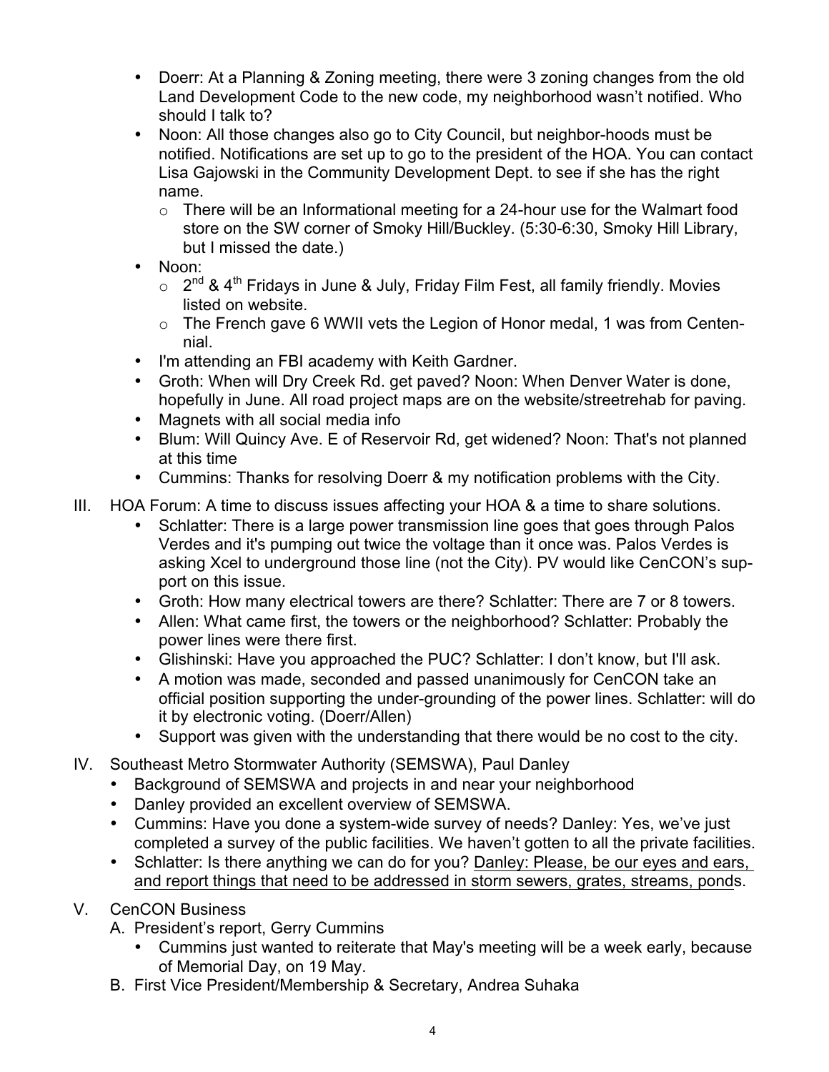- Doerr: At a Planning & Zoning meeting, there were 3 zoning changes from the old Land Development Code to the new code, my neighborhood wasn't notified. Who should I talk to?
- Noon: All those changes also go to City Council, but neighbor-hoods must be notified. Notifications are set up to go to the president of the HOA. You can contact Lisa Gajowski in the Community Development Dept. to see if she has the right name.
  - There will be an Informational meeting for a 24-hour use for the Walmart food store on the SW corner of Smoky Hill/Buckley. (5:30-6:30, Smoky Hill Library, but I missed the date.)
- Noon:
  - 2nd & 4th Fridays in June & July, Friday Film Fest, all family friendly. Movies listed on website.
  - The French gave 6 WWII vets the Legion of Honor medal, 1 was from Centennial.
- I'm attending an FBI academy with Keith Gardner.
- Groth: When will Dry Creek Rd. get paved? Noon: When Denver Water is done, hopefully in June. All road project maps are on the website/streetrehab for paving.
- Magnets with all social media info
- Blum: Will Quincy Ave. E of Reservoir Rd, get widened? Noon: That's not planned at this time
- Cummins: Thanks for resolving Doerr & my notification problems with the City.

III. HOA Forum: A time to discuss issues affecting your HOA & a time to share solutions.

- Schlatter: There is a large power transmission line goes that goes through Palos Verdes and it's pumping out twice the voltage than it once was. Palos Verdes is asking Xcel to underground those line (not the City). PV would like CenCON's support on this issue.
- Groth: How many electrical towers are there? Schlatter: There are 7 or 8 towers.
- Allen: What came first, the towers or the neighborhood? Schlatter: Probably the power lines were there first.
- Glishinski: Have you approached the PUC? Schlatter: I don't know, but I'll ask.
- A motion was made, seconded and passed unanimously for CenCON take an official position supporting the under-grounding of the power lines. Schlatter: will do it by electronic voting. (Doerr/Allen)
- Support was given with the understanding that there would be no cost to the city.

IV. Southeast Metro Stormwater Authority (SEMSWA), Paul Danley

- Background of SEMSWA and projects in and near your neighborhood
- Danley provided an excellent overview of SEMSWA.
- Cummins: Have you done a system-wide survey of needs? Danley: Yes, we've just completed a survey of the public facilities. We haven't gotten to all the private facilities.
- Schlatter: Is there anything we can do for you? Danley: Please, be our eyes and ears, and report things that need to be addressed in storm sewers, grates, streams, ponds.

V. CenCON Business

A. President's report, Gerry Cummins

- Cummins just wanted to reiterate that May's meeting will be a week early, because of Memorial Day, on 19 May.

B. First Vice President/Membership & Secretary, Andrea Suhaka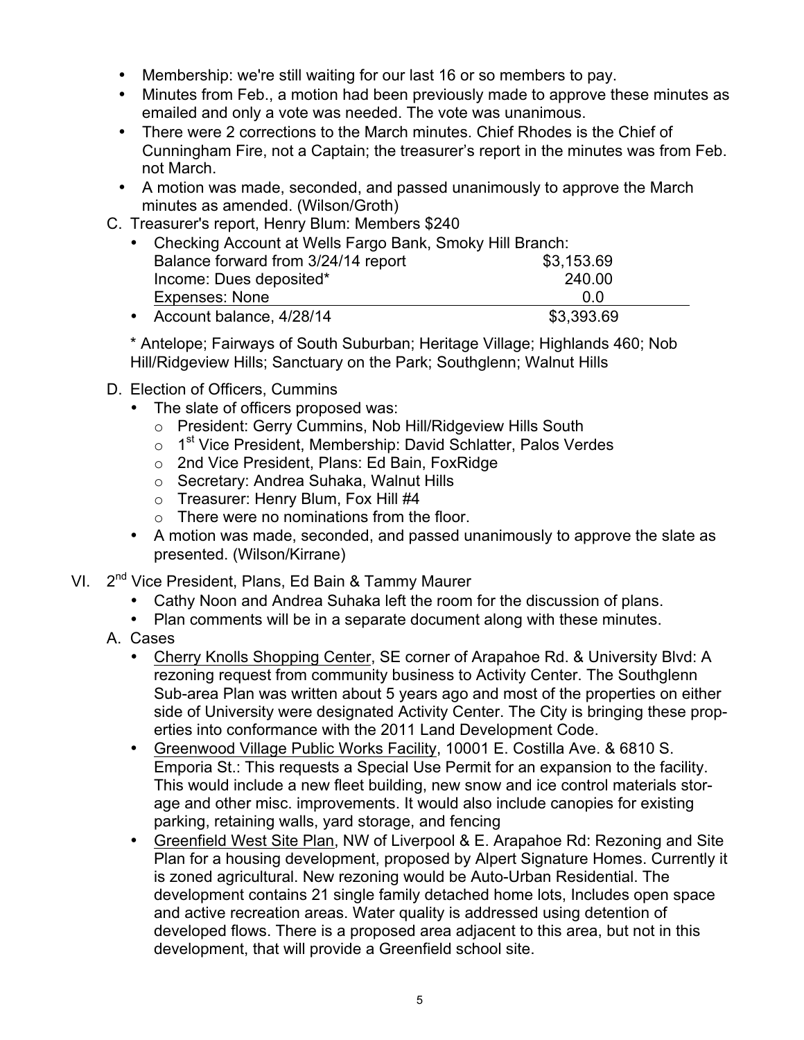- Membership: we're still waiting for our last 16 or so members to pay.
- Minutes from Feb., a motion had been previously made to approve these minutes as emailed and only a vote was needed. The vote was unanimous.
- There were 2 corrections to the March minutes. Chief Rhodes is the Chief of Cunningham Fire, not a Captain; the treasurer's report in the minutes was from Feb. not March.
- A motion was made, seconded, and passed unanimously to approve the March minutes as amended. (Wilson/Groth)

C. Treasurer's report, Henry Blum: Members $240

- Checking Account at Wells Fargo Bank, Smoky Hill Branch:

| | |
|---|---|
| Balance forward from 3/24/14 report | $3,153.69 |
| Income: Dues deposited* | 240.00 |
| Expenses: None | 0.0 |
| • Account balance, 4/28/14 | $3,393.69 |

\* Antelope; Fairways of South Suburban; Heritage Village; Highlands 460; Nob Hill/Ridgeview Hills; Sanctuary on the Park; Southglenn; Walnut Hills

D. Election of Officers, Cummins

- The slate of officers proposed was:
  - President: Gerry Cummins, Nob Hill/Ridgeview Hills South
  - 1st Vice President, Membership: David Schlatter, Palos Verdes
  - 2nd Vice President, Plans: Ed Bain, FoxRidge
  - Secretary: Andrea Suhaka, Walnut Hills
  - Treasurer: Henry Blum, Fox Hill #4
  - There were no nominations from the floor.
- A motion was made, seconded, and passed unanimously to approve the slate as presented. (Wilson/Kirrane)

VI. 2nd Vice President, Plans, Ed Bain & Tammy Maurer

- Cathy Noon and Andrea Suhaka left the room for the discussion of plans.
- Plan comments will be in a separate document along with these minutes.

A. Cases

- Cherry Knolls Shopping Center, SE corner of Arapahoe Rd. & University Blvd: A rezoning request from community business to Activity Center. The Southglenn Sub-area Plan was written about 5 years ago and most of the properties on either side of University were designated Activity Center. The City is bringing these properties into conformance with the 2011 Land Development Code.
- Greenwood Village Public Works Facility, 10001 E. Costilla Ave. & 6810 S. Emporia St.: This requests a Special Use Permit for an expansion to the facility. This would include a new fleet building, new snow and ice control materials storage and other misc. improvements. It would also include canopies for existing parking, retaining walls, yard storage, and fencing
- Greenfield West Site Plan, NW of Liverpool & E. Arapahoe Rd: Rezoning and Site Plan for a housing development, proposed by Alpert Signature Homes. Currently it is zoned agricultural. New rezoning would be Auto-Urban Residential. The development contains 21 single family detached home lots, Includes open space and active recreation areas. Water quality is addressed using detention of developed flows. There is a proposed area adjacent to this area, but not in this development, that will provide a Greenfield school site.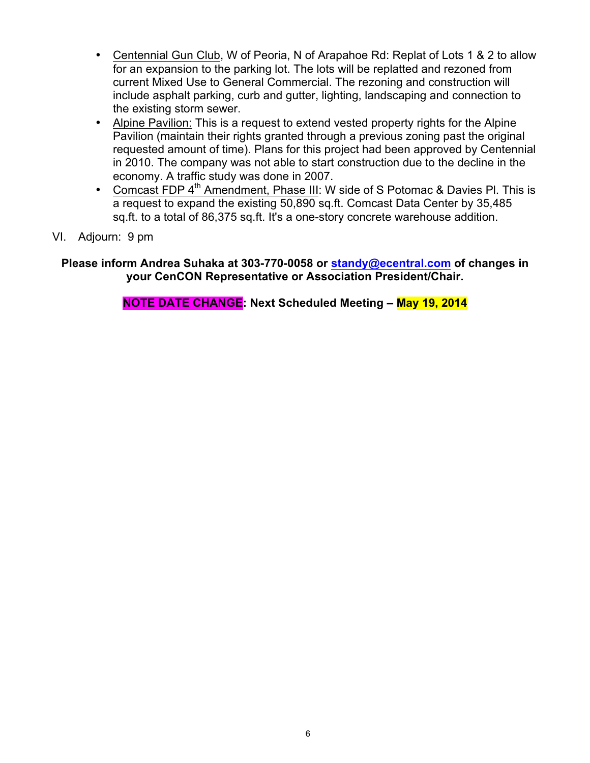- Centennial Gun Club, W of Peoria, N of Arapahoe Rd: Replat of Lots 1 & 2 to allow for an expansion to the parking lot. The lots will be replatted and rezoned from current Mixed Use to General Commercial. The rezoning and construction will include asphalt parking, curb and gutter, lighting, landscaping and connection to the existing storm sewer.
- Alpine Pavilion: This is a request to extend vested property rights for the Alpine Pavilion (maintain their rights granted through a previous zoning past the original requested amount of time). Plans for this project had been approved by Centennial in 2010. The company was not able to start construction due to the decline in the economy. A traffic study was done in 2007.
- Comcast FDP 4th Amendment, Phase III: W side of S Potomac & Davies Pl. This is a request to expand the existing 50,890 sq.ft. Comcast Data Center by 35,485 sq.ft. to a total of 86,375 sq.ft. It's a one-story concrete warehouse addition.

VI. Adjourn: 9 pm

**Please inform Andrea Suhaka at 303-770-0058 or standy@ecentral.com of changes in your CenCON Representative or Association President/Chair.**

**NOTE DATE CHANGE: Next Scheduled Meeting – May 19, 2014**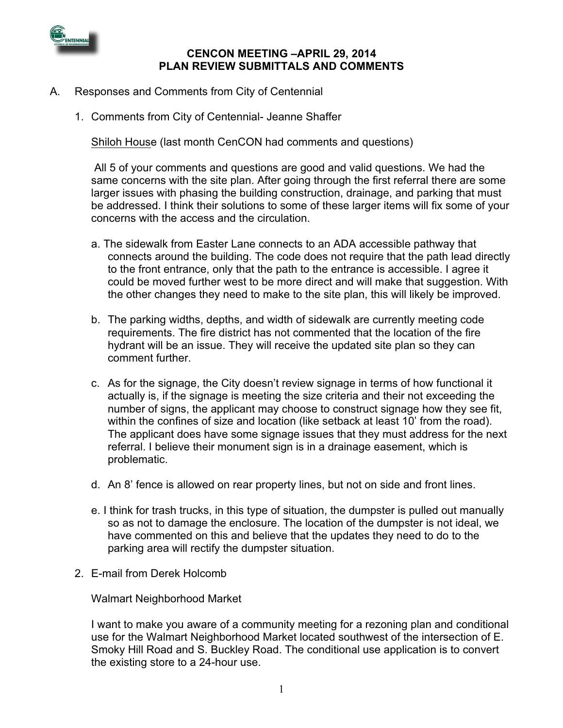# CENCON MEETING –APRIL 29, 2014
# PLAN REVIEW SUBMITTALS AND COMMENTS

A. Responses and Comments from City of Centennial

1. Comments from City of Centennial- Jeanne Shaffer

   Shiloh House (last month CenCON had comments and questions)

   All 5 of your comments and questions are good and valid questions. We had the same concerns with the site plan. After going through the first referral there are some larger issues with phasing the building construction, drainage, and parking that must be addressed. I think their solutions to some of these larger items will fix some of your concerns with the access and the circulation.

   a. The sidewalk from Easter Lane connects to an ADA accessible pathway that connects around the building. The code does not require that the path lead directly to the front entrance, only that the path to the entrance is accessible. I agree it could be moved further west to be more direct and will make that suggestion. With the other changes they need to make to the site plan, this will likely be improved.

   b. The parking widths, depths, and width of sidewalk are currently meeting code requirements. The fire district has not commented that the location of the fire hydrant will be an issue. They will receive the updated site plan so they can comment further.

   c. As for the signage, the City doesn't review signage in terms of how functional it actually is, if the signage is meeting the size criteria and their not exceeding the number of signs, the applicant may choose to construct signage how they see fit, within the confines of size and location (like setback at least 10' from the road). The applicant does have some signage issues that they must address for the next referral. I believe their monument sign is in a drainage easement, which is problematic.

   d. An 8' fence is allowed on rear property lines, but not on side and front lines.

   e. I think for trash trucks, in this type of situation, the dumpster is pulled out manually so as not to damage the enclosure. The location of the dumpster is not ideal, we have commented on this and believe that the updates they need to do to the parking area will rectify the dumpster situation.

2. E-mail from Derek Holcomb

   Walmart Neighborhood Market

   I want to make you aware of a community meeting for a rezoning plan and conditional use for the Walmart Neighborhood Market located southwest of the intersection of E. Smoky Hill Road and S. Buckley Road. The conditional use application is to convert the existing store to a 24-hour use.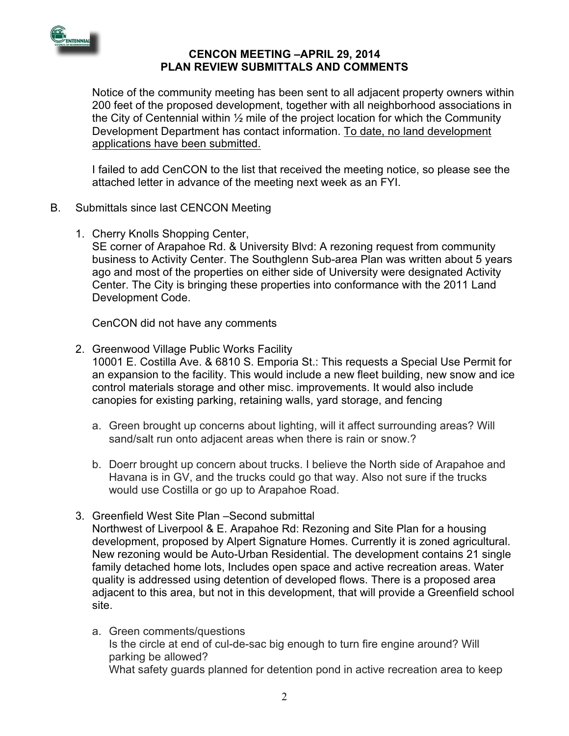## CENCON MEETING –APRIL 29, 2014
## PLAN REVIEW SUBMITTALS AND COMMENTS

Notice of the community meeting has been sent to all adjacent property owners within 200 feet of the proposed development, together with all neighborhood associations in the City of Centennial within ½ mile of the project location for which the Community Development Department has contact information. <u>To date, no land development applications have been submitted.</u>

I failed to add CenCON to the list that received the meeting notice, so please see the attached letter in advance of the meeting next week as an FYI.

B. Submittals since last CENCON Meeting

1. Cherry Knolls Shopping Center,
   SE corner of Arapahoe Rd. & University Blvd: A rezoning request from community business to Activity Center. The Southglenn Sub-area Plan was written about 5 years ago and most of the properties on either side of University were designated Activity Center. The City is bringing these properties into conformance with the 2011 Land Development Code.

   CenCON did not have any comments

2. Greenwood Village Public Works Facility
   10001 E. Costilla Ave. & 6810 S. Emporia St.: This requests a Special Use Permit for an expansion to the facility. This would include a new fleet building, new snow and ice control materials storage and other misc. improvements. It would also include canopies for existing parking, retaining walls, yard storage, and fencing

   a. Green brought up concerns about lighting, will it affect surrounding areas? Will sand/salt run onto adjacent areas when there is rain or snow.?

   b. Doerr brought up concern about trucks. I believe the North side of Arapahoe and Havana is in GV, and the trucks could go that way. Also not sure if the trucks would use Costilla or go up to Arapahoe Road.

3. Greenfield West Site Plan –Second submittal
   Northwest of Liverpool & E. Arapahoe Rd: Rezoning and Site Plan for a housing development, proposed by Alpert Signature Homes. Currently it is zoned agricultural. New rezoning would be Auto-Urban Residential. The development contains 21 single family detached home lots, Includes open space and active recreation areas. Water quality is addressed using detention of developed flows. There is a proposed area adjacent to this area, but not in this development, that will provide a Greenfield school site.

   a. Green comments/questions
      Is the circle at end of cul-de-sac big enough to turn fire engine around? Will parking be allowed?
      What safety guards planned for detention pond in active recreation area to keep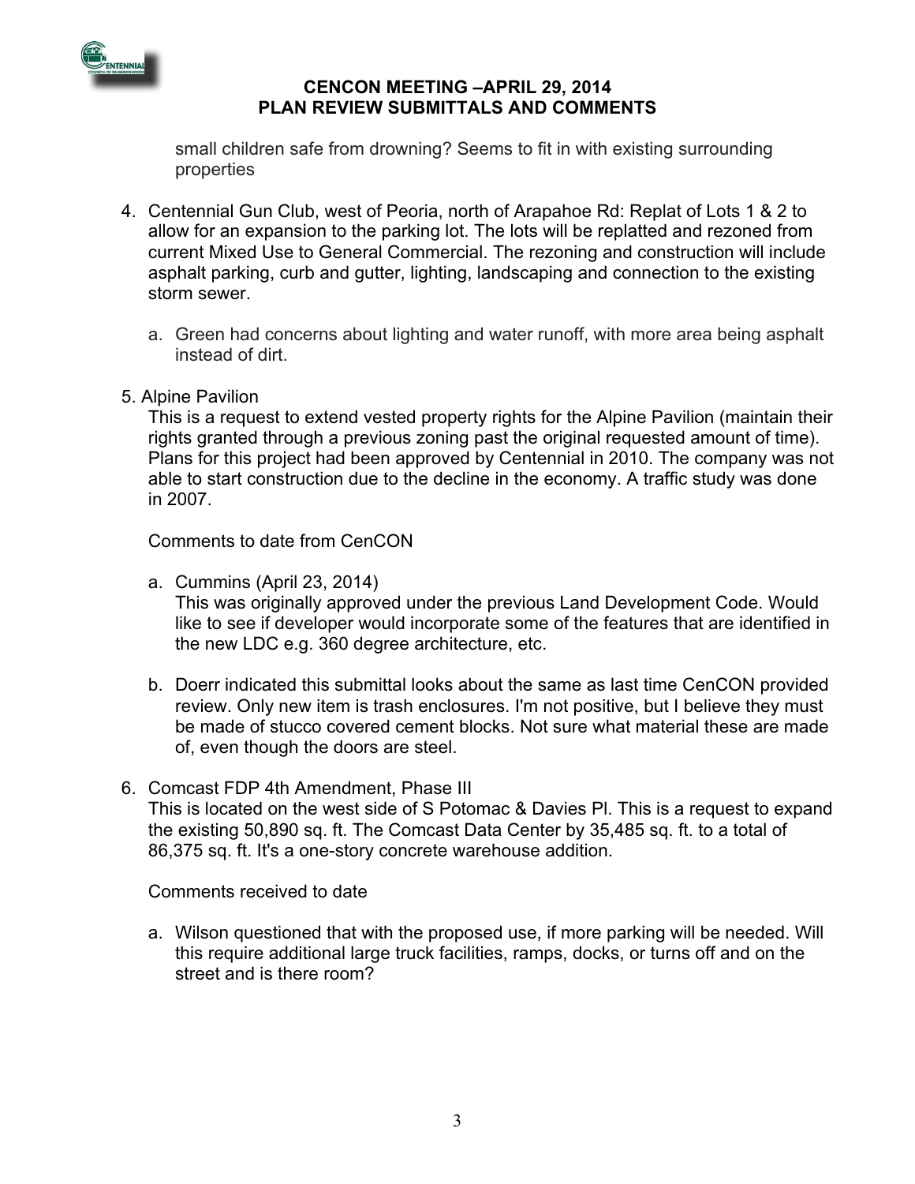# CENCON MEETING –APRIL 29, 2014
# PLAN REVIEW SUBMITTALS AND COMMENTS

small children safe from drowning? Seems to fit in with existing surrounding properties

4. Centennial Gun Club, west of Peoria, north of Arapahoe Rd: Replat of Lots 1 & 2 to allow for an expansion to the parking lot. The lots will be replatted and rezoned from current Mixed Use to General Commercial. The rezoning and construction will include asphalt parking, curb and gutter, lighting, landscaping and connection to the existing storm sewer.

   a. Green had concerns about lighting and water runoff, with more area being asphalt instead of dirt.

5. Alpine Pavilion

   This is a request to extend vested property rights for the Alpine Pavilion (maintain their rights granted through a previous zoning past the original requested amount of time). Plans for this project had been approved by Centennial in 2010. The company was not able to start construction due to the decline in the economy. A traffic study was done in 2007.

   Comments to date from CenCON

   a. Cummins (April 23, 2014)
      This was originally approved under the previous Land Development Code. Would like to see if developer would incorporate some of the features that are identified in the new LDC e.g. 360 degree architecture, etc.

   b. Doerr indicated this submittal looks about the same as last time CenCON provided review. Only new item is trash enclosures. I'm not positive, but I believe they must be made of stucco covered cement blocks. Not sure what material these are made of, even though the doors are steel.

6. Comcast FDP 4th Amendment, Phase III

   This is located on the west side of S Potomac & Davies Pl. This is a request to expand the existing 50,890 sq. ft. The Comcast Data Center by 35,485 sq. ft. to a total of 86,375 sq. ft. It's a one-story concrete warehouse addition.

   Comments received to date

   a. Wilson questioned that with the proposed use, if more parking will be needed. Will this require additional large truck facilities, ramps, docks, or turns off and on the street and is there room?